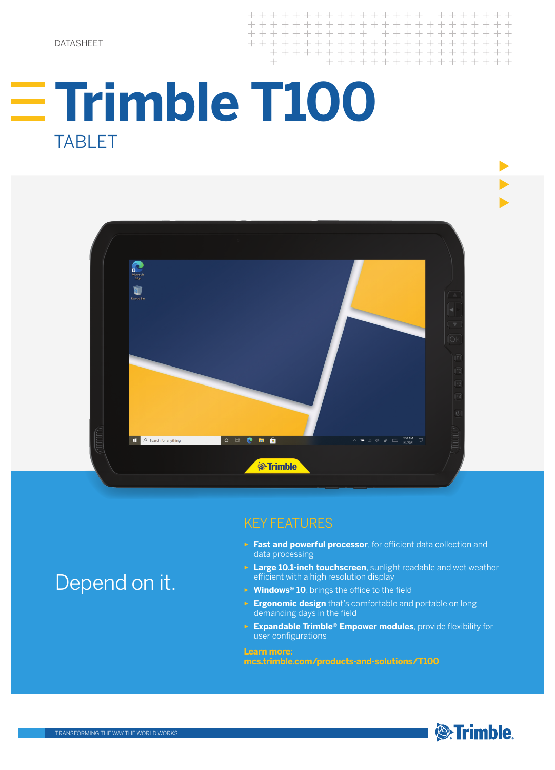DATASHEET

# Trimble T100

## TABLET

Depend on it.

## KEY FEATURES

- **Fast and powerful processor**, for efficient data collection and data processing
- **Large 10.1-inch touchscreen**, sunlight readable and wet weather efficient with a high resolution display
- **Windows® 10**, brings the office to the field
- **Ergonomic design** that's comfortable and portable on long demanding days in the field
- **Expandable Trimble® Empower modules**, provide flexibility for user configurations

**Learn more:**
**mcs.trimble.com/products-and-solutions/T100**

TRANSFORMING THE WAY THE WORLD WORKS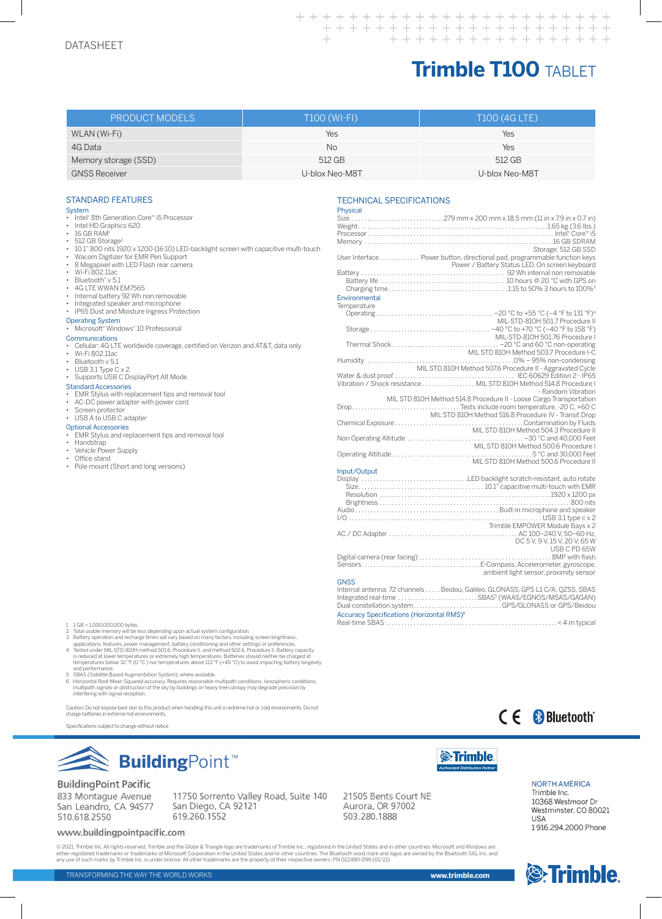DATASHEET

# Trimble T100 TABLET

| PRODUCT MODELS | T100 (WI-FI) | T100 (4G LTE) |
|---|---|---|
| WLAN (Wi-Fi) | Yes | Yes |
| 4G Data | No | Yes |
| Memory storage (SSD) | 512 GB | 512 GB |
| GNSS Receiver | U-blox Neo-M8T | U-blox Neo-M8T |

## STANDARD FEATURES

### System

- Intel® 8th Generation Core™ i5 Processor
- Intel HD Graphics 620
- 16 GB RAM[1]
- 512 GB Storage[2]
- 10.1" 800 nits 1920 x 1200 (16:10) LED-backlight screen with capacitive multi-touch
- Wacom Digitizer for EMR Pen Support
- 8 Megapixel with LED Flash rear camera
- Wi-Fi 802.11ac
- Bluetooth® v 5.1
- 4G LTE WWAN EM7565
- Internal battery 92 Wh non removable
- Integrated speaker and microphone
- IP65 Dust and Moisture Ingress Protection

### Operating System

- Microsoft® Windows® 10 Professional

### Communications

- Cellular: 4G LTE worldwide coverage, certified on Verizon and AT&T, data only
- Wi-Fi 802.11ac
- Bluetooth v 5.1
- USB 3.1 Type C x 2
- Supports USB C DisplayPort Alt Mode

### Standard Accessories

- EMR Stylus with replacement tips and removal tool
- AC-DC power adapter with power cord
- Screen protector
- USB A to USB C adapter

### Optional Accessories

- EMR Stylus and replacement tips and removal tool
- Handstrap
- Vehicle Power Supply
- Office stand
- Pole mount (Short and long versions)

## TECHNICAL SPECIFICATIONS

### Physical

Size: 279 mm x 200 mm x 18.5 mm (11 in x 7.9 in x 0.7 in)
Weight: 1.65 kg (3.6 lbs.)
Processor: Intel® Core™ i5
Memory: 16 GB SDRAM
Storage: 512 GB SSD
User Interface: Power button, directional pad, programmable function keys
Power / Battery Status LED, On screen keyboard
Battery: 92 Wh internal non removable
Battery life: 10 hours @ 20 °C with GPS on
Charging time: 1:15 to 50% 3 hours to 100%[3]

### Environmental

Temperature
Operating: –20 °C to +55 °C (–4 °F to 131 °F)[4]
MIL-STD-810H 501.7 Procedure II
Storage: –40 °C to +70 °C (–40 °F to 158 °F)
MIL-STD-810H 501.76 Procedure I
Thermal Shock: –20 °C and 60 °C non-operating
MIL STD 810H Method 503.7 Procedure I-C
Humidity: 0% – 95% non-condensing
MIL STD 810H Method 507.6 Procedure II - Aggravated Cycle
Water & dust proof: IEC 60629 Edition 2 - IP65
Vibration / Shock resistance: MIL STD 810H Method 514.8 Procedure I - Random Vibration
MIL STD 810H Method 514.8 Procedure II - Loose Cargo Transportation
Drop: Tests include room temperature, -20 C, +60 C
MIL STD 810H Method 516.8 Procedure IV - Transit Drop
Chemical Exposure: Contamination by Fluids
MIL STD 810H Method 504.3 Procedure II
Non Operating Altitude: –30 °C and 40,000 Feet
MIL STD 810H Method 500.6 Procedure I
Operating Altitude: 5 °C and 30,000 Feet
MIL STD 810H Method 500.6 Procedure II

### Input/Output

Display: LED backlight scratch-resistant, auto rotate
Size: 10.1" capacitive multi-touch with EMR
Resolution: 1920 x 1200 px
Brightness: 800 nits
Audio: Built-in microphone and speaker
I/O: USB 3.1 type c x 2
Trimble EMPOWER Module Bays x 2
AC / DC Adapter: AC 100~240 V, 50~60 Hz, DC 5 V, 9 V, 15 V, 20 V, 65 W
USB C PD 65W
Digital camera (rear facing): 8MP with flash
Sensors: E-Compass, Accelerometer, gyroscope, ambient light sensor, proximity sensor

### GNSS

Internal antenna: 72 channels: Beidou, Galileo, GLONASS, GPS L1 C/A, QZSS, SBAS
Integrated real-time: SBAS[5] (WAAS/EGNOS/MSAS/GAGAN)
Dual constellation system: GPS/GLONASS or GPS/Beidou

### Accuracy Specifications (Horizontal RMS)[6]

Real-time SBAS: < 4 m typical

1 1 GB = 1,000,000,000 bytes.
2 Total usable memory will be less depending upon actual system configuration.
3 Battery operation and recharge times will vary based on many factors, including screen brightness, applications, features, power management, battery conditioning and other settings or preferences.
4 Tested under MIL-STD-810H method 501.6, Procedure II, and method 502.6, Procedure II. Battery capacity is reduced at lower temperatures or extremely high temperatures. Batteries should neither be charged at temperatures below 32 °F (0 °C ) nor temperatures above 113 °F (+45 °C) to avoid impacting battery longevity and performance.
5 SBAS (Satellite Based Augmentation System), where available.
6 Horizontal Root Mean Squared accuracy. Requires reasonable multipath conditions. Ionospheric conditions, multipath signals or obstruction of the sky by buildings or heavy tree canopy may degrade precision by interfering with signal reception.

Caution: Do not expose bare skin to this product when handling this unit in extreme hot or cold environments. Do not charge batteries in extreme hot environments.

Specifications subject to change without notice

BuildingPoint™

BuildingPoint Pacific
833 Montague Avenue
San Leandro, CA 94577
510.618.2550

11750 Sorrento Valley Road, Suite 140
San Diego, CA 92121
619.260.1552

21505 Bents Court NE
Aurora, OR 97002
503.280.1888

www.buildingpointpacific.com

Trimble Authorized Distribution Partner

NORTH AMERICA
Trimble Inc.
10368 Westmoor Dr
Westminster, CO 80021
USA
1 916.294.2000 Phone

© 2021, Trimble Inc. All rights reserved. Trimble and the Globe & Triangle logo are trademarks of Trimble Inc., registered in the United States and in other countries. Microsoft and Windows are either registered trademarks or trademarks of Microsoft Corporation in the United States and/or other countries. The Bluetooth word mark and logos are owned by the Bluetooth SIG, Inc. and any use of such marks by Trimble Inc. is under license. All other trademarks are the property of their respective owners. PN 022490-099 (01/21)

TRANSFORMING THE WAY THE WORLD WORKS

www.trimble.com